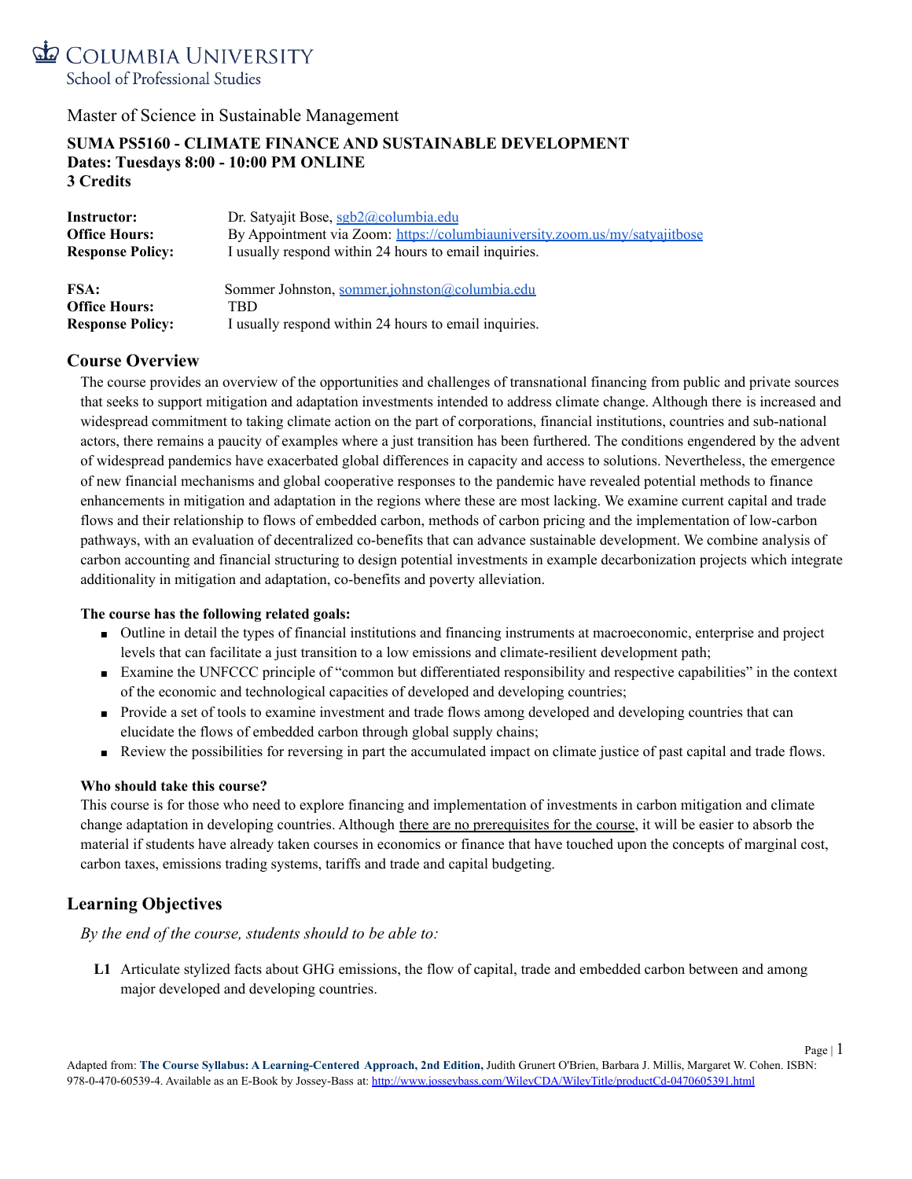COLUMBIA UNIVERSITY
School of Professional Studies

Master of Science in Sustainable Management

**SUMA PS5160 - CLIMATE FINANCE AND SUSTAINABLE DEVELOPMENT**
**Dates: Tuesdays 8:00 - 10:00 PM ONLINE**
**3 Credits**

**Instructor:** Dr. Satyajit Bose, sgb2@columbia.edu
**Office Hours:** By Appointment via Zoom: https://columbiauniversity.zoom.us/my/satyajitbose
**Response Policy:** I usually respond within 24 hours to email inquiries.

**FSA:** Sommer Johnston, sommer.johnston@columbia.edu
**Office Hours:** TBD
**Response Policy:** I usually respond within 24 hours to email inquiries.

## Course Overview

The course provides an overview of the opportunities and challenges of transnational financing from public and private sources that seeks to support mitigation and adaptation investments intended to address climate change. Although there is increased and widespread commitment to taking climate action on the part of corporations, financial institutions, countries and sub-national actors, there remains a paucity of examples where a just transition has been furthered. The conditions engendered by the advent of widespread pandemics have exacerbated global differences in capacity and access to solutions. Nevertheless, the emergence of new financial mechanisms and global cooperative responses to the pandemic have revealed potential methods to finance enhancements in mitigation and adaptation in the regions where these are most lacking. We examine current capital and trade flows and their relationship to flows of embedded carbon, methods of carbon pricing and the implementation of low-carbon pathways, with an evaluation of decentralized co-benefits that can advance sustainable development. We combine analysis of carbon accounting and financial structuring to design potential investments in example decarbonization projects which integrate additionality in mitigation and adaptation, co-benefits and poverty alleviation.

**The course has the following related goals:**

- Outline in detail the types of financial institutions and financing instruments at macroeconomic, enterprise and project levels that can facilitate a just transition to a low emissions and climate-resilient development path;
- Examine the UNFCCC principle of "common but differentiated responsibility and respective capabilities" in the context of the economic and technological capacities of developed and developing countries;
- Provide a set of tools to examine investment and trade flows among developed and developing countries that can elucidate the flows of embedded carbon through global supply chains;
- Review the possibilities for reversing in part the accumulated impact on climate justice of past capital and trade flows.

**Who should take this course?**

This course is for those who need to explore financing and implementation of investments in carbon mitigation and climate change adaptation in developing countries. Although there are no prerequisites for the course, it will be easier to absorb the material if students have already taken courses in economics or finance that have touched upon the concepts of marginal cost, carbon taxes, emissions trading systems, tariffs and trade and capital budgeting.

## Learning Objectives

*By the end of the course, students should to be able to:*

**L1** Articulate stylized facts about GHG emissions, the flow of capital, trade and embedded carbon between and among major developed and developing countries.

Adapted from: **The Course Syllabus: A Learning-Centered Approach, 2nd Edition,** Judith Grunert O'Brien, Barbara J. Millis, Margaret W. Cohen. ISBN: 978-0-470-60539-4. Available as an E-Book by Jossey-Bass at: http://www.josseybass.com/WileyCDA/WileyTitle/productCd-0470605391.html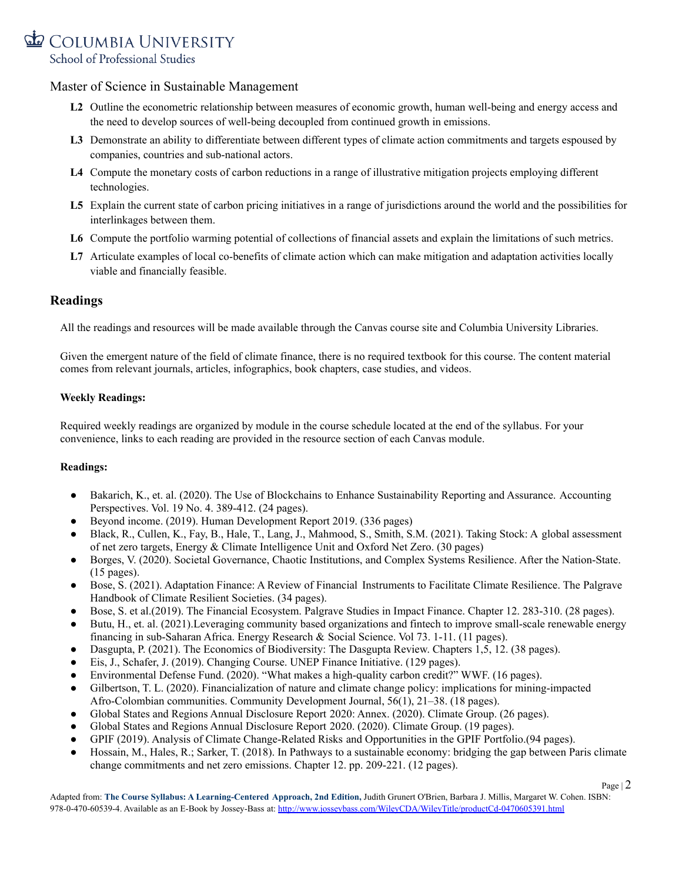Master of Science in Sustainable Management

- **L2** Outline the econometric relationship between measures of economic growth, human well-being and energy access and the need to develop sources of well-being decoupled from continued growth in emissions.
- **L3** Demonstrate an ability to differentiate between different types of climate action commitments and targets espoused by companies, countries and sub-national actors.
- **L4** Compute the monetary costs of carbon reductions in a range of illustrative mitigation projects employing different technologies.
- **L5** Explain the current state of carbon pricing initiatives in a range of jurisdictions around the world and the possibilities for interlinkages between them.
- **L6** Compute the portfolio warming potential of collections of financial assets and explain the limitations of such metrics.
- **L7** Articulate examples of local co-benefits of climate action which can make mitigation and adaptation activities locally viable and financially feasible.

## Readings

All the readings and resources will be made available through the Canvas course site and Columbia University Libraries.

Given the emergent nature of the field of climate finance, there is no required textbook for this course. The content material comes from relevant journals, articles, infographics, book chapters, case studies, and videos.

**Weekly Readings:**

Required weekly readings are organized by module in the course schedule located at the end of the syllabus. For your convenience, links to each reading are provided in the resource section of each Canvas module.

**Readings:**

- Bakarich, K., et. al. (2020). The Use of Blockchains to Enhance Sustainability Reporting and Assurance. Accounting Perspectives. Vol. 19 No. 4. 389-412. (24 pages).
- Beyond income. (2019). Human Development Report 2019. (336 pages)
- Black, R., Cullen, K., Fay, B., Hale, T., Lang, J., Mahmood, S., Smith, S.M. (2021). Taking Stock: A global assessment of net zero targets, Energy & Climate Intelligence Unit and Oxford Net Zero. (30 pages)
- Borges, V. (2020). Societal Governance, Chaotic Institutions, and Complex Systems Resilience. After the Nation-State. (15 pages).
- Bose, S. (2021). Adaptation Finance: A Review of Financial Instruments to Facilitate Climate Resilience. The Palgrave Handbook of Climate Resilient Societies. (34 pages).
- Bose, S. et al.(2019). The Financial Ecosystem. Palgrave Studies in Impact Finance. Chapter 12. 283-310. (28 pages).
- Butu, H., et. al. (2021).Leveraging community based organizations and fintech to improve small-scale renewable energy financing in sub-Saharan Africa. Energy Research & Social Science. Vol 73. 1-11. (11 pages).
- Dasgupta, P. (2021). The Economics of Biodiversity: The Dasgupta Review. Chapters 1,5, 12. (38 pages).
- Eis, J., Schafer, J. (2019). Changing Course. UNEP Finance Initiative. (129 pages).
- Environmental Defense Fund. (2020). "What makes a high-quality carbon credit?" WWF. (16 pages).
- Gilbertson, T. L. (2020). Financialization of nature and climate change policy: implications for mining-impacted Afro-Colombian communities. Community Development Journal, 56(1), 21–38. (18 pages).
- Global States and Regions Annual Disclosure Report 2020: Annex. (2020). Climate Group. (26 pages).
- Global States and Regions Annual Disclosure Report 2020. (2020). Climate Group. (19 pages).
- GPIF (2019). Analysis of Climate Change-Related Risks and Opportunities in the GPIF Portfolio.(94 pages).
- Hossain, M., Hales, R.; Sarker, T. (2018). In Pathways to a sustainable economy: bridging the gap between Paris climate change commitments and net zero emissions. Chapter 12. pp. 209-221. (12 pages).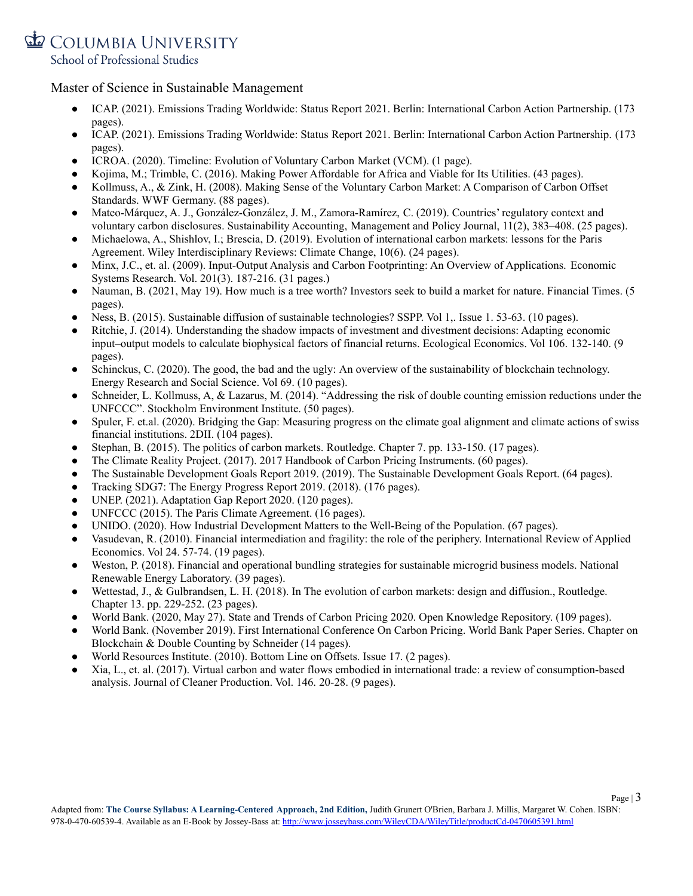Master of Science in Sustainable Management

- ICAP. (2021). Emissions Trading Worldwide: Status Report 2021. Berlin: International Carbon Action Partnership. (173 pages).
- ICAP. (2021). Emissions Trading Worldwide: Status Report 2021. Berlin: International Carbon Action Partnership. (173 pages).
- ICROA. (2020). Timeline: Evolution of Voluntary Carbon Market (VCM). (1 page).
- Kojima, M.; Trimble, C. (2016). Making Power Affordable for Africa and Viable for Its Utilities. (43 pages).
- Kollmuss, A., & Zink, H. (2008). Making Sense of the Voluntary Carbon Market: A Comparison of Carbon Offset Standards. WWF Germany. (88 pages).
- Mateo-Márquez, A. J., González-González, J. M., Zamora-Ramírez, C. (2019). Countries' regulatory context and voluntary carbon disclosures. Sustainability Accounting, Management and Policy Journal, 11(2), 383–408. (25 pages).
- Michaelowa, A., Shishlov, I.; Brescia, D. (2019). Evolution of international carbon markets: lessons for the Paris Agreement. Wiley Interdisciplinary Reviews: Climate Change, 10(6). (24 pages).
- Minx, J.C., et. al. (2009). Input-Output Analysis and Carbon Footprinting: An Overview of Applications. Economic Systems Research. Vol. 201(3). 187-216. (31 pages.)
- Nauman, B. (2021, May 19). How much is a tree worth? Investors seek to build a market for nature. Financial Times. (5 pages).
- Ness, B. (2015). Sustainable diffusion of sustainable technologies? SSPP. Vol 1,. Issue 1. 53-63. (10 pages).
- Ritchie, J. (2014). Understanding the shadow impacts of investment and divestment decisions: Adapting economic input–output models to calculate biophysical factors of financial returns. Ecological Economics. Vol 106. 132-140. (9 pages).
- Schinckus, C. (2020). The good, the bad and the ugly: An overview of the sustainability of blockchain technology. Energy Research and Social Science. Vol 69. (10 pages).
- Schneider, L. Kollmuss, A, & Lazarus, M. (2014). "Addressing the risk of double counting emission reductions under the UNFCCC". Stockholm Environment Institute. (50 pages).
- Spuler, F. et.al. (2020). Bridging the Gap: Measuring progress on the climate goal alignment and climate actions of swiss financial institutions. 2DII. (104 pages).
- Stephan, B. (2015). The politics of carbon markets. Routledge. Chapter 7. pp. 133-150. (17 pages).
- The Climate Reality Project. (2017). 2017 Handbook of Carbon Pricing Instruments. (60 pages).
- The Sustainable Development Goals Report 2019. (2019). The Sustainable Development Goals Report. (64 pages).
- Tracking SDG7: The Energy Progress Report 2019. (2018). (176 pages).
- UNEP. (2021). Adaptation Gap Report 2020. (120 pages).
- UNFCCC (2015). The Paris Climate Agreement. (16 pages).
- UNIDO. (2020). How Industrial Development Matters to the Well-Being of the Population. (67 pages).
- Vasudevan, R. (2010). Financial intermediation and fragility: the role of the periphery. International Review of Applied Economics. Vol 24. 57-74. (19 pages).
- Weston, P. (2018). Financial and operational bundling strategies for sustainable microgrid business models. National Renewable Energy Laboratory. (39 pages).
- Wettestad, J., & Gulbrandsen, L. H. (2018). In The evolution of carbon markets: design and diffusion., Routledge. Chapter 13. pp. 229-252. (23 pages).
- World Bank. (2020, May 27). State and Trends of Carbon Pricing 2020. Open Knowledge Repository. (109 pages).
- World Bank. (November 2019). First International Conference On Carbon Pricing. World Bank Paper Series. Chapter on Blockchain & Double Counting by Schneider (14 pages).
- World Resources Institute. (2010). Bottom Line on Offsets. Issue 17. (2 pages).
- Xia, L., et. al. (2017). Virtual carbon and water flows embodied in international trade: a review of consumption-based analysis. Journal of Cleaner Production. Vol. 146. 20-28. (9 pages).

Adapted from: **The Course Syllabus: A Learning-Centered Approach, 2nd Edition,** Judith Grunert O'Brien, Barbara J. Millis, Margaret W. Cohen. ISBN: 978-0-470-60539-4. Available as an E-Book by Jossey-Bass at: http://www.josseybass.com/WileyCDA/WileyTitle/productCd-0470605391.html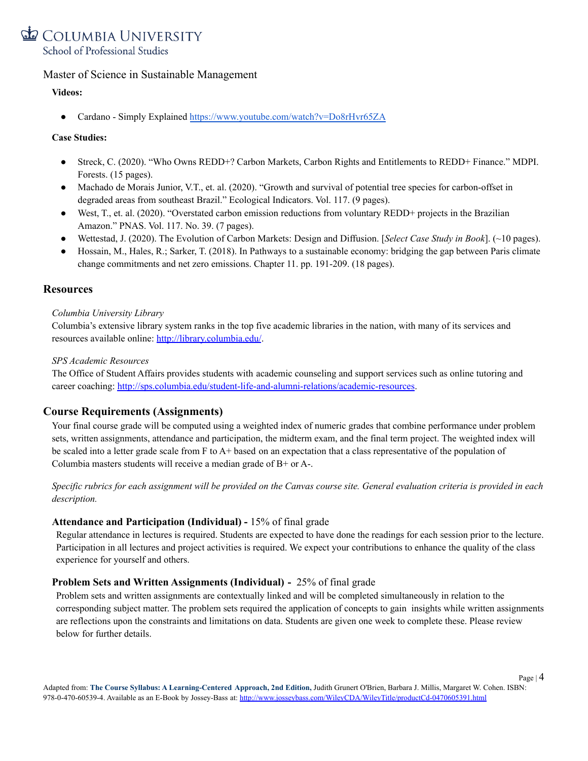**Videos:**

- Cardano - Simply Explained https://www.youtube.com/watch?v=Do8rHvr65ZA

**Case Studies:**

- Streck, C. (2020). "Who Owns REDD+? Carbon Markets, Carbon Rights and Entitlements to REDD+ Finance." MDPI. Forests. (15 pages).
- Machado de Morais Junior, V.T., et. al. (2020). "Growth and survival of potential tree species for carbon-offset in degraded areas from southeast Brazil." Ecological Indicators. Vol. 117. (9 pages).
- West, T., et. al. (2020). "Overstated carbon emission reductions from voluntary REDD+ projects in the Brazilian Amazon." PNAS. Vol. 117. No. 39. (7 pages).
- Wettestad, J. (2020). The Evolution of Carbon Markets: Design and Diffusion. [*Select Case Study in Book*]. (~10 pages).
- Hossain, M., Hales, R.; Sarker, T. (2018). In Pathways to a sustainable economy: bridging the gap between Paris climate change commitments and net zero emissions. Chapter 11. pp. 191-209. (18 pages).

## Resources

*Columbia University Library*
Columbia's extensive library system ranks in the top five academic libraries in the nation, with many of its services and resources available online: http://library.columbia.edu/.

*SPS Academic Resources*
The Office of Student Affairs provides students with academic counseling and support services such as online tutoring and career coaching: http://sps.columbia.edu/student-life-and-alumni-relations/academic-resources.

## Course Requirements (Assignments)

Your final course grade will be computed using a weighted index of numeric grades that combine performance under problem sets, written assignments, attendance and participation, the midterm exam, and the final term project. The weighted index will be scaled into a letter grade scale from F to A+ based on an expectation that a class representative of the population of Columbia masters students will receive a median grade of B+ or A-.

*Specific rubrics for each assignment will be provided on the Canvas course site. General evaluation criteria is provided in each description.*

### Attendance and Participation (Individual) - 15% of final grade

Regular attendance in lectures is required. Students are expected to have done the readings for each session prior to the lecture. Participation in all lectures and project activities is required. We expect your contributions to enhance the quality of the class experience for yourself and others.

### Problem Sets and Written Assignments (Individual) - 25% of final grade

Problem sets and written assignments are contextually linked and will be completed simultaneously in relation to the corresponding subject matter. The problem sets required the application of concepts to gain insights while written assignments are reflections upon the constraints and limitations on data. Students are given one week to complete these. Please review below for further details.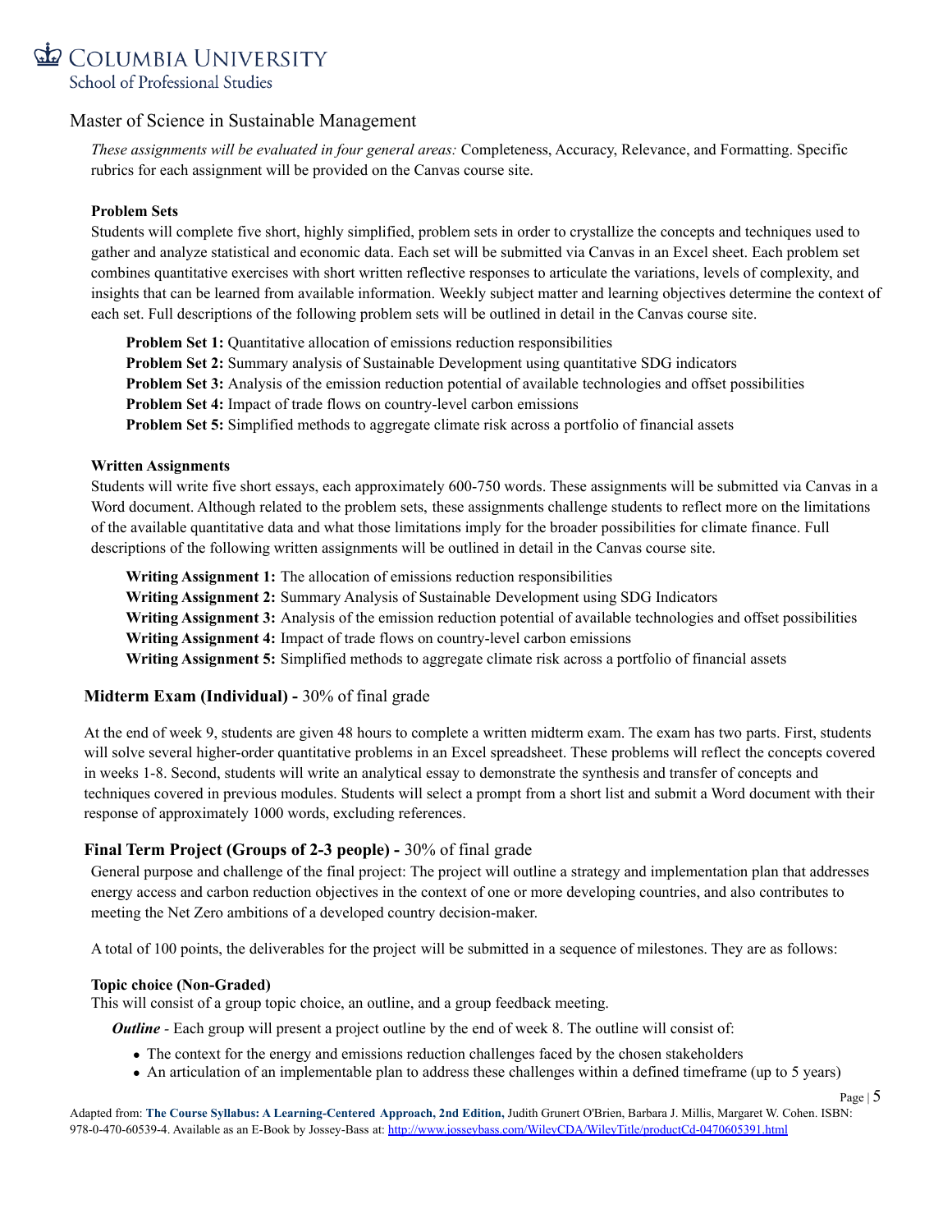*These assignments will be evaluated in four general areas:* Completeness, Accuracy, Relevance, and Formatting. Specific rubrics for each assignment will be provided on the Canvas course site.

**Problem Sets**

Students will complete five short, highly simplified, problem sets in order to crystallize the concepts and techniques used to gather and analyze statistical and economic data. Each set will be submitted via Canvas in an Excel sheet. Each problem set combines quantitative exercises with short written reflective responses to articulate the variations, levels of complexity, and insights that can be learned from available information. Weekly subject matter and learning objectives determine the context of each set. Full descriptions of the following problem sets will be outlined in detail in the Canvas course site.

**Problem Set 1:** Quantitative allocation of emissions reduction responsibilities
**Problem Set 2:** Summary analysis of Sustainable Development using quantitative SDG indicators
**Problem Set 3:** Analysis of the emission reduction potential of available technologies and offset possibilities
**Problem Set 4:** Impact of trade flows on country-level carbon emissions
**Problem Set 5:** Simplified methods to aggregate climate risk across a portfolio of financial assets

**Written Assignments**

Students will write five short essays, each approximately 600-750 words. These assignments will be submitted via Canvas in a Word document. Although related to the problem sets, these assignments challenge students to reflect more on the limitations of the available quantitative data and what those limitations imply for the broader possibilities for climate finance. Full descriptions of the following written assignments will be outlined in detail in the Canvas course site.

**Writing Assignment 1:** The allocation of emissions reduction responsibilities
**Writing Assignment 2:** Summary Analysis of Sustainable Development using SDG Indicators
**Writing Assignment 3:** Analysis of the emission reduction potential of available technologies and offset possibilities
**Writing Assignment 4:** Impact of trade flows on country-level carbon emissions
**Writing Assignment 5:** Simplified methods to aggregate climate risk across a portfolio of financial assets

### **Midterm Exam (Individual) -** 30% of final grade

At the end of week 9, students are given 48 hours to complete a written midterm exam. The exam has two parts. First, students will solve several higher-order quantitative problems in an Excel spreadsheet. These problems will reflect the concepts covered in weeks 1-8. Second, students will write an analytical essay to demonstrate the synthesis and transfer of concepts and techniques covered in previous modules. Students will select a prompt from a short list and submit a Word document with their response of approximately 1000 words, excluding references.

### **Final Term Project (Groups of 2-3 people) -** 30% of final grade

General purpose and challenge of the final project: The project will outline a strategy and implementation plan that addresses energy access and carbon reduction objectives in the context of one or more developing countries, and also contributes to meeting the Net Zero ambitions of a developed country decision-maker.

A total of 100 points, the deliverables for the project will be submitted in a sequence of milestones. They are as follows:

**Topic choice (Non-Graded)**

This will consist of a group topic choice, an outline, and a group feedback meeting.

***Outline*** - Each group will present a project outline by the end of week 8. The outline will consist of:

- The context for the energy and emissions reduction challenges faced by the chosen stakeholders
- An articulation of an implementable plan to address these challenges within a defined timeframe (up to 5 years)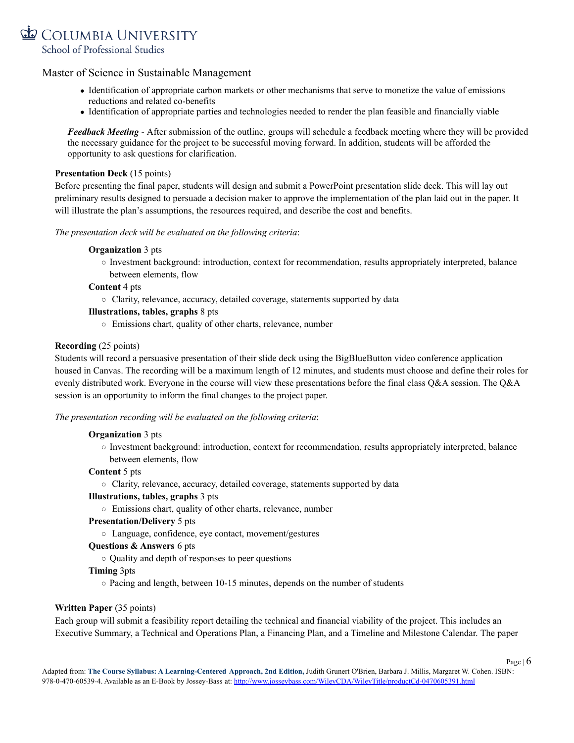- Identification of appropriate carbon markets or other mechanisms that serve to monetize the value of emissions reductions and related co-benefits
- Identification of appropriate parties and technologies needed to render the plan feasible and financially viable

***Feedback Meeting*** - After submission of the outline, groups will schedule a feedback meeting where they will be provided the necessary guidance for the project to be successful moving forward. In addition, students will be afforded the opportunity to ask questions for clarification.

**Presentation Deck** (15 points)
Before presenting the final paper, students will design and submit a PowerPoint presentation slide deck. This will lay out preliminary results designed to persuade a decision maker to approve the implementation of the plan laid out in the paper. It will illustrate the plan's assumptions, the resources required, and describe the cost and benefits.

*The presentation deck will be evaluated on the following criteria*:

**Organization** 3 pts
- Investment background: introduction, context for recommendation, results appropriately interpreted, balance between elements, flow

**Content** 4 pts
- Clarity, relevance, accuracy, detailed coverage, statements supported by data

**Illustrations, tables, graphs** 8 pts
- Emissions chart, quality of other charts, relevance, number

**Recording** (25 points)
Students will record a persuasive presentation of their slide deck using the BigBlueButton video conference application housed in Canvas. The recording will be a maximum length of 12 minutes, and students must choose and define their roles for evenly distributed work. Everyone in the course will view these presentations before the final class Q&A session. The Q&A session is an opportunity to inform the final changes to the project paper.

*The presentation recording will be evaluated on the following criteria*:

**Organization** 3 pts
- Investment background: introduction, context for recommendation, results appropriately interpreted, balance between elements, flow

**Content** 5 pts
- Clarity, relevance, accuracy, detailed coverage, statements supported by data

**Illustrations, tables, graphs** 3 pts
- Emissions chart, quality of other charts, relevance, number

**Presentation/Delivery** 5 pts
- Language, confidence, eye contact, movement/gestures

**Questions & Answers** 6 pts
- Quality and depth of responses to peer questions

**Timing** 3pts
- Pacing and length, between 10-15 minutes, depends on the number of students

**Written Paper** (35 points)
Each group will submit a feasibility report detailing the technical and financial viability of the project. This includes an Executive Summary, a Technical and Operations Plan, a Financing Plan, and a Timeline and Milestone Calendar. The paper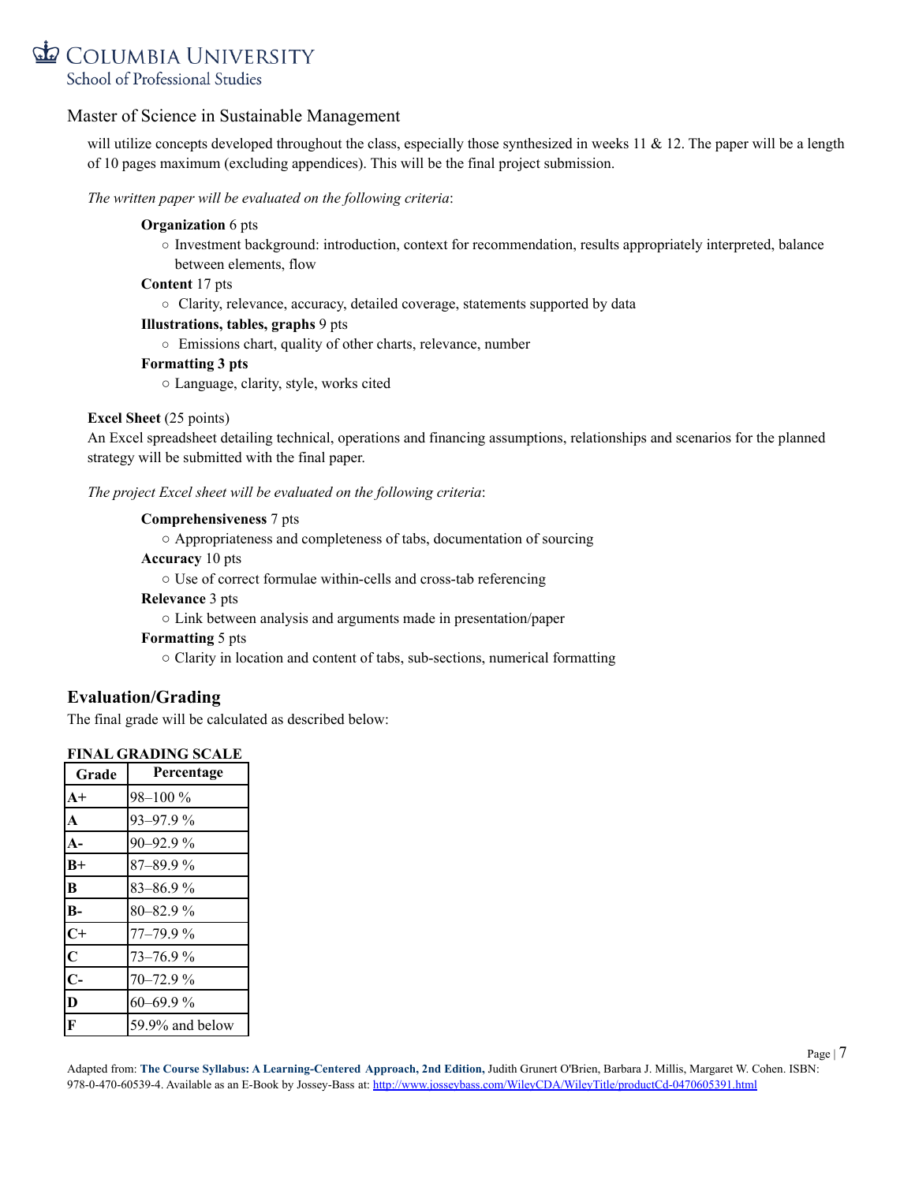will utilize concepts developed throughout the class, especially those synthesized in weeks 11 & 12. The paper will be a length of 10 pages maximum (excluding appendices). This will be the final project submission.

*The written paper will be evaluated on the following criteria*:

**Organization** 6 pts
- Investment background: introduction, context for recommendation, results appropriately interpreted, balance between elements, flow

**Content** 17 pts
- Clarity, relevance, accuracy, detailed coverage, statements supported by data

**Illustrations, tables, graphs** 9 pts
- Emissions chart, quality of other charts, relevance, number

**Formatting 3 pts**
- Language, clarity, style, works cited

**Excel Sheet** (25 points)
An Excel spreadsheet detailing technical, operations and financing assumptions, relationships and scenarios for the planned strategy will be submitted with the final paper.

*The project Excel sheet will be evaluated on the following criteria*:

**Comprehensiveness** 7 pts
- Appropriateness and completeness of tabs, documentation of sourcing

**Accuracy** 10 pts
- Use of correct formulae within-cells and cross-tab referencing

**Relevance** 3 pts
- Link between analysis and arguments made in presentation/paper

**Formatting** 5 pts
- Clarity in location and content of tabs, sub-sections, numerical formatting

## Evaluation/Grading

The final grade will be calculated as described below:

**FINAL GRADING SCALE**

| Grade | Percentage |
|---|---|
| **A+** | 98–100 % |
| **A** | 93–97.9 % |
| **A-** | 90–92.9 % |
| **B+** | 87–89.9 % |
| **B** | 83–86.9 % |
| **B-** | 80–82.9 % |
| **C+** | 77–79.9 % |
| **C** | 73–76.9 % |
| **C-** | 70–72.9 % |
| **D** | 60–69.9 % |
| **F** | 59.9% and below |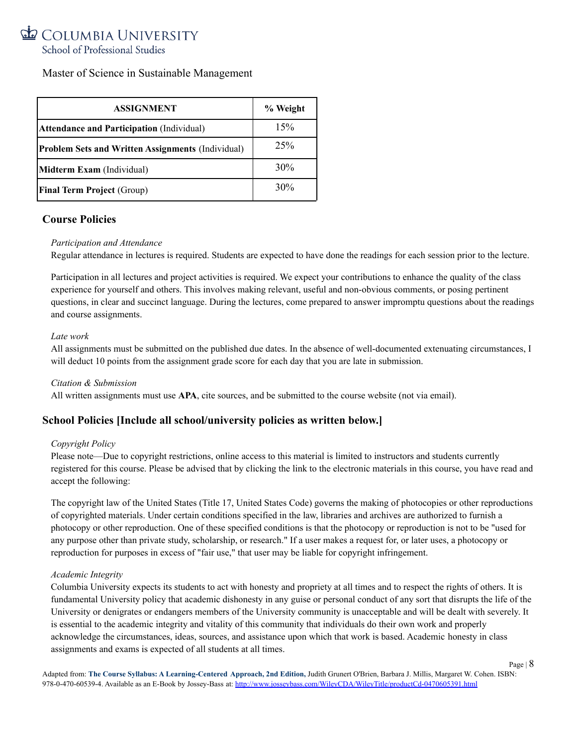Master of Science in Sustainable Management

| ASSIGNMENT | % Weight |
|---|---|
| **Attendance and Participation** (Individual) | 15% |
| **Problem Sets and Written Assignments** (Individual) | 25% |
| **Midterm Exam** (Individual) | 30% |
| **Final Term Project** (Group) | 30% |

## Course Policies

*Participation and Attendance*

Regular attendance in lectures is required. Students are expected to have done the readings for each session prior to the lecture.

Participation in all lectures and project activities is required. We expect your contributions to enhance the quality of the class experience for yourself and others. This involves making relevant, useful and non-obvious comments, or posing pertinent questions, in clear and succinct language. During the lectures, come prepared to answer impromptu questions about the readings and course assignments.

*Late work*

All assignments must be submitted on the published due dates. In the absence of well-documented extenuating circumstances, I will deduct 10 points from the assignment grade score for each day that you are late in submission.

*Citation & Submission*

All written assignments must use **APA**, cite sources, and be submitted to the course website (not via email).

## School Policies [Include all school/university policies as written below.]

*Copyright Policy*

Please note—Due to copyright restrictions, online access to this material is limited to instructors and students currently registered for this course. Please be advised that by clicking the link to the electronic materials in this course, you have read and accept the following:

The copyright law of the United States (Title 17, United States Code) governs the making of photocopies or other reproductions of copyrighted materials. Under certain conditions specified in the law, libraries and archives are authorized to furnish a photocopy or other reproduction. One of these specified conditions is that the photocopy or reproduction is not to be "used for any purpose other than private study, scholarship, or research." If a user makes a request for, or later uses, a photocopy or reproduction for purposes in excess of "fair use," that user may be liable for copyright infringement.

*Academic Integrity*

Columbia University expects its students to act with honesty and propriety at all times and to respect the rights of others. It is fundamental University policy that academic dishonesty in any guise or personal conduct of any sort that disrupts the life of the University or denigrates or endangers members of the University community is unacceptable and will be dealt with severely. It is essential to the academic integrity and vitality of this community that individuals do their own work and properly acknowledge the circumstances, ideas, sources, and assistance upon which that work is based. Academic honesty in class assignments and exams is expected of all students at all times.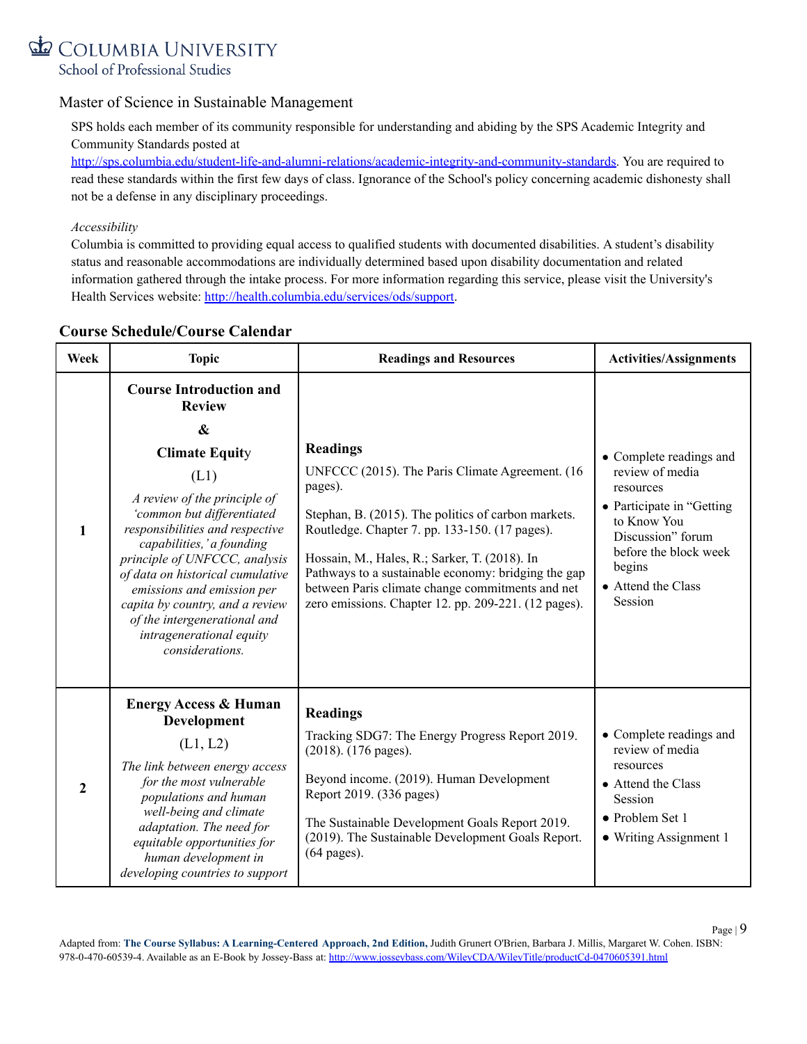Master of Science in Sustainable Management

SPS holds each member of its community responsible for understanding and abiding by the SPS Academic Integrity and Community Standards posted at http://sps.columbia.edu/student-life-and-alumni-relations/academic-integrity-and-community-standards. You are required to read these standards within the first few days of class. Ignorance of the School's policy concerning academic dishonesty shall not be a defense in any disciplinary proceedings.

*Accessibility*

Columbia is committed to providing equal access to qualified students with documented disabilities. A student's disability status and reasonable accommodations are individually determined based upon disability documentation and related information gathered through the intake process. For more information regarding this service, please visit the University's Health Services website: http://health.columbia.edu/services/ods/support.

## Course Schedule/Course Calendar

| Week | Topic | Readings and Resources | Activities/Assignments |
|---|---|---|---|
| 1 | **Course Introduction and Review** **&** **Climate Equity** (L1) *A review of the principle of 'common but differentiated responsibilities and respective capabilities,' a founding principle of UNFCCC, analysis of data on historical cumulative emissions and emission per capita by country, and a review of the intergenerational and intragenerational equity considerations.* | **Readings** UNFCCC (2015). The Paris Climate Agreement. (16 pages). Stephan, B. (2015). The politics of carbon markets. Routledge. Chapter 7. pp. 133-150. (17 pages). Hossain, M., Hales, R.; Sarker, T. (2018). In Pathways to a sustainable economy: bridging the gap between Paris climate change commitments and net zero emissions. Chapter 12. pp. 209-221. (12 pages). | • Complete readings and review of media resources • Participate in "Getting to Know You Discussion" forum before the block week begins • Attend the Class Session |
| 2 | **Energy Access & Human Development** (L1, L2) *The link between energy access for the most vulnerable populations and human well-being and climate adaptation. The need for equitable opportunities for human development in developing countries to support* | **Readings** Tracking SDG7: The Energy Progress Report 2019. (2018). (176 pages). Beyond income. (2019). Human Development Report 2019. (336 pages) The Sustainable Development Goals Report 2019. (2019). The Sustainable Development Goals Report. (64 pages). | • Complete readings and review of media resources • Attend the Class Session • Problem Set 1 • Writing Assignment 1 |

Adapted from: **The Course Syllabus: A Learning-Centered Approach, 2nd Edition,** Judith Grunert O'Brien, Barbara J. Millis, Margaret W. Cohen. ISBN: 978-0-470-60539-4. Available as an E-Book by Jossey-Bass at: http://www.josseybass.com/WileyCDA/WileyTitle/productCd-0470605391.html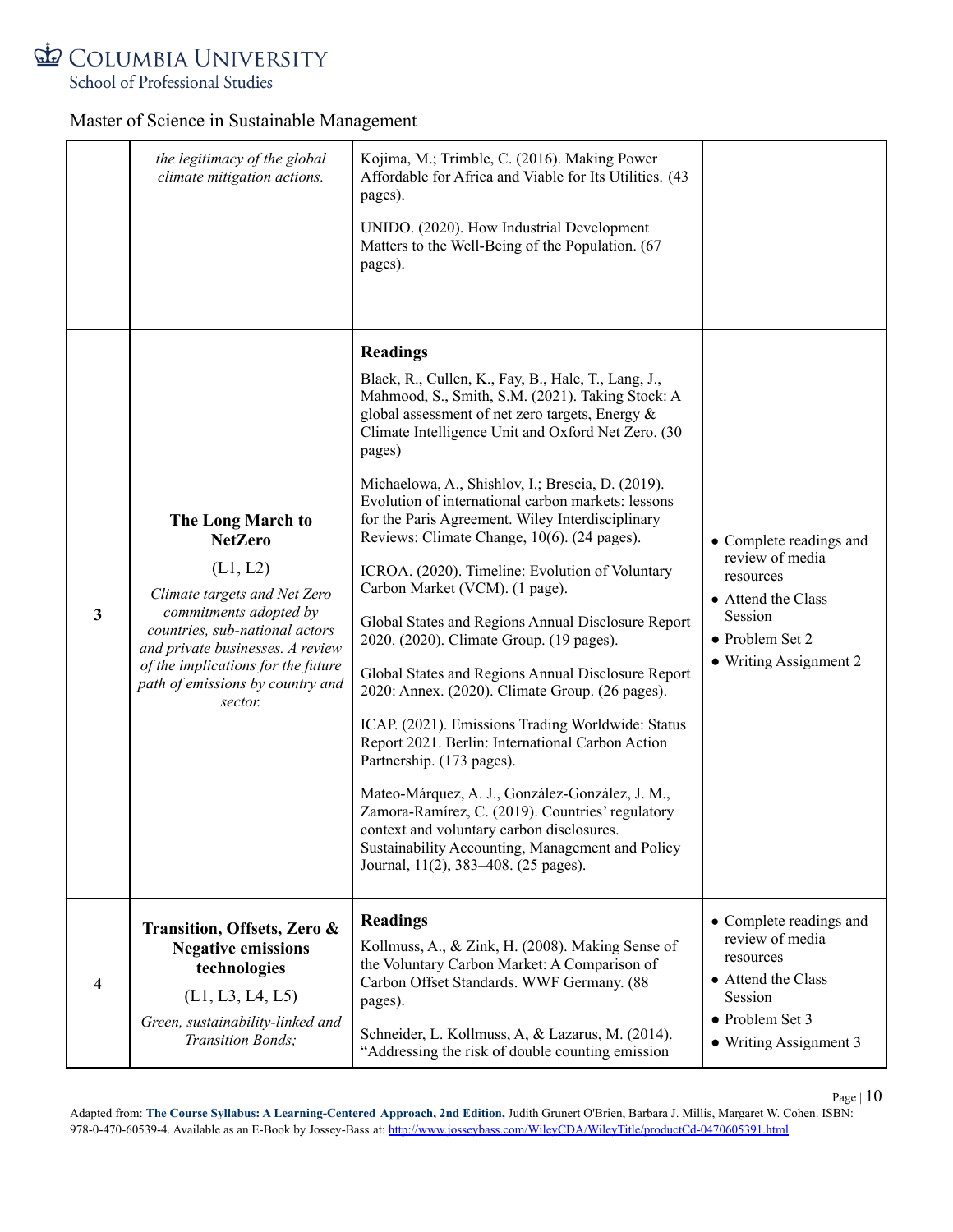Master of Science in Sustainable Management

| | | | |
|---|---|---|---|
| | *the legitimacy of the global climate mitigation actions.* | Kojima, M.; Trimble, C. (2016). Making Power Affordable for Africa and Viable for Its Utilities. (43 pages).<br><br>UNIDO. (2020). How Industrial Development Matters to the Well-Being of the Population. (67 pages). | |
| **3** | **The Long March to NetZero**<br><br>(L1, L2)<br><br>*Climate targets and Net Zero commitments adopted by countries, sub-national actors and private businesses. A review of the implications for the future path of emissions by country and sector.* | **Readings**<br><br>Black, R., Cullen, K., Fay, B., Hale, T., Lang, J., Mahmood, S., Smith, S.M. (2021). Taking Stock: A global assessment of net zero targets, Energy & Climate Intelligence Unit and Oxford Net Zero. (30 pages)<br><br>Michaelowa, A., Shishlov, I.; Brescia, D. (2019). Evolution of international carbon markets: lessons for the Paris Agreement. Wiley Interdisciplinary Reviews: Climate Change, 10(6). (24 pages).<br><br>ICROA. (2020). Timeline: Evolution of Voluntary Carbon Market (VCM). (1 page).<br><br>Global States and Regions Annual Disclosure Report 2020. (2020). Climate Group. (19 pages).<br><br>Global States and Regions Annual Disclosure Report 2020: Annex. (2020). Climate Group. (26 pages).<br><br>ICAP. (2021). Emissions Trading Worldwide: Status Report 2021. Berlin: International Carbon Action Partnership. (173 pages).<br><br>Mateo-Márquez, A. J., González-González, J. M., Zamora-Ramírez, C. (2019). Countries' regulatory context and voluntary carbon disclosures. Sustainability Accounting, Management and Policy Journal, 11(2), 383–408. (25 pages). | • Complete readings and review of media resources<br>• Attend the Class Session<br>• Problem Set 2<br>• Writing Assignment 2 |
| **4** | **Transition, Offsets, Zero & Negative emissions technologies**<br><br>(L1, L3, L4, L5)<br><br>*Green, sustainability-linked and Transition Bonds;* | **Readings**<br><br>Kollmuss, A., & Zink, H. (2008). Making Sense of the Voluntary Carbon Market: A Comparison of Carbon Offset Standards. WWF Germany. (88 pages).<br><br>Schneider, L. Kollmuss, A, & Lazarus, M. (2014). "Addressing the risk of double counting emission | • Complete readings and review of media resources<br>• Attend the Class Session<br>• Problem Set 3<br>• Writing Assignment 3 |

Adapted from: **The Course Syllabus: A Learning-Centered Approach, 2nd Edition,** Judith Grunert O'Brien, Barbara J. Millis, Margaret W. Cohen. ISBN: 978-0-470-60539-4. Available as an E-Book by Jossey-Bass at: http://www.josseybass.com/WileyCDA/WileyTitle/productCd-0470605391.html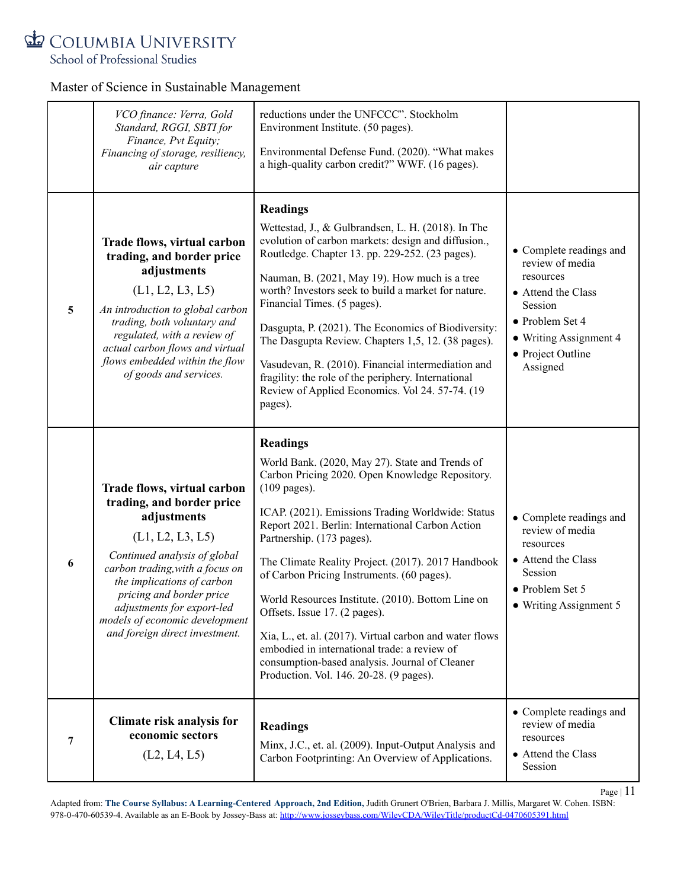Master of Science in Sustainable Management

| | | | |
|---|---|---|---|
| | *VCO finance: Verra, Gold Standard, RGGI, SBTI for Finance, Pvt Equity; Financing of storage, resiliency, air capture* | reductions under the UNFCCC". Stockholm Environment Institute. (50 pages).<br><br>Environmental Defense Fund. (2020). "What makes a high-quality carbon credit?" WWF. (16 pages). | |
| 5 | **Trade flows, virtual carbon trading, and border price adjustments**<br><br>(L1, L2, L3, L5)<br><br>*An introduction to global carbon trading, both voluntary and regulated, with a review of actual carbon flows and virtual flows embedded within the flow of goods and services.* | **Readings**<br><br>Wettestad, J., & Gulbrandsen, L. H. (2018). In The evolution of carbon markets: design and diffusion., Routledge. Chapter 13. pp. 229-252. (23 pages).<br><br>Nauman, B. (2021, May 19). How much is a tree worth? Investors seek to build a market for nature. Financial Times. (5 pages).<br><br>Dasgupta, P. (2021). The Economics of Biodiversity: The Dasgupta Review. Chapters 1,5, 12. (38 pages).<br><br>Vasudevan, R. (2010). Financial intermediation and fragility: the role of the periphery. International Review of Applied Economics. Vol 24. 57-74. (19 pages). | • Complete readings and review of media resources<br>• Attend the Class Session<br>• Problem Set 4<br>• Writing Assignment 4<br>• Project Outline Assigned |
| 6 | **Trade flows, virtual carbon trading, and border price adjustments**<br><br>(L1, L2, L3, L5)<br><br>*Continued analysis of global carbon trading,with a focus on the implications of carbon pricing and border price adjustments for export-led models of economic development and foreign direct investment.* | **Readings**<br><br>World Bank. (2020, May 27). State and Trends of Carbon Pricing 2020. Open Knowledge Repository. (109 pages).<br><br>ICAP. (2021). Emissions Trading Worldwide: Status Report 2021. Berlin: International Carbon Action Partnership. (173 pages).<br><br>The Climate Reality Project. (2017). 2017 Handbook of Carbon Pricing Instruments. (60 pages).<br><br>World Resources Institute. (2010). Bottom Line on Offsets. Issue 17. (2 pages).<br><br>Xia, L., et. al. (2017). Virtual carbon and water flows embodied in international trade: a review of consumption-based analysis. Journal of Cleaner Production. Vol. 146. 20-28. (9 pages). | • Complete readings and review of media resources<br>• Attend the Class Session<br>• Problem Set 5<br>• Writing Assignment 5 |
| 7 | **Climate risk analysis for economic sectors**<br><br>(L2, L4, L5) | **Readings**<br><br>Minx, J.C., et. al. (2009). Input-Output Analysis and Carbon Footprinting: An Overview of Applications. | • Complete readings and review of media resources<br>• Attend the Class Session |

Adapted from: **The Course Syllabus: A Learning-Centered Approach, 2nd Edition,** Judith Grunert O'Brien, Barbara J. Millis, Margaret W. Cohen. ISBN: 978-0-470-60539-4. Available as an E-Book by Jossey-Bass at: http://www.josseybass.com/WileyCDA/WileyTitle/productCd-0470605391.html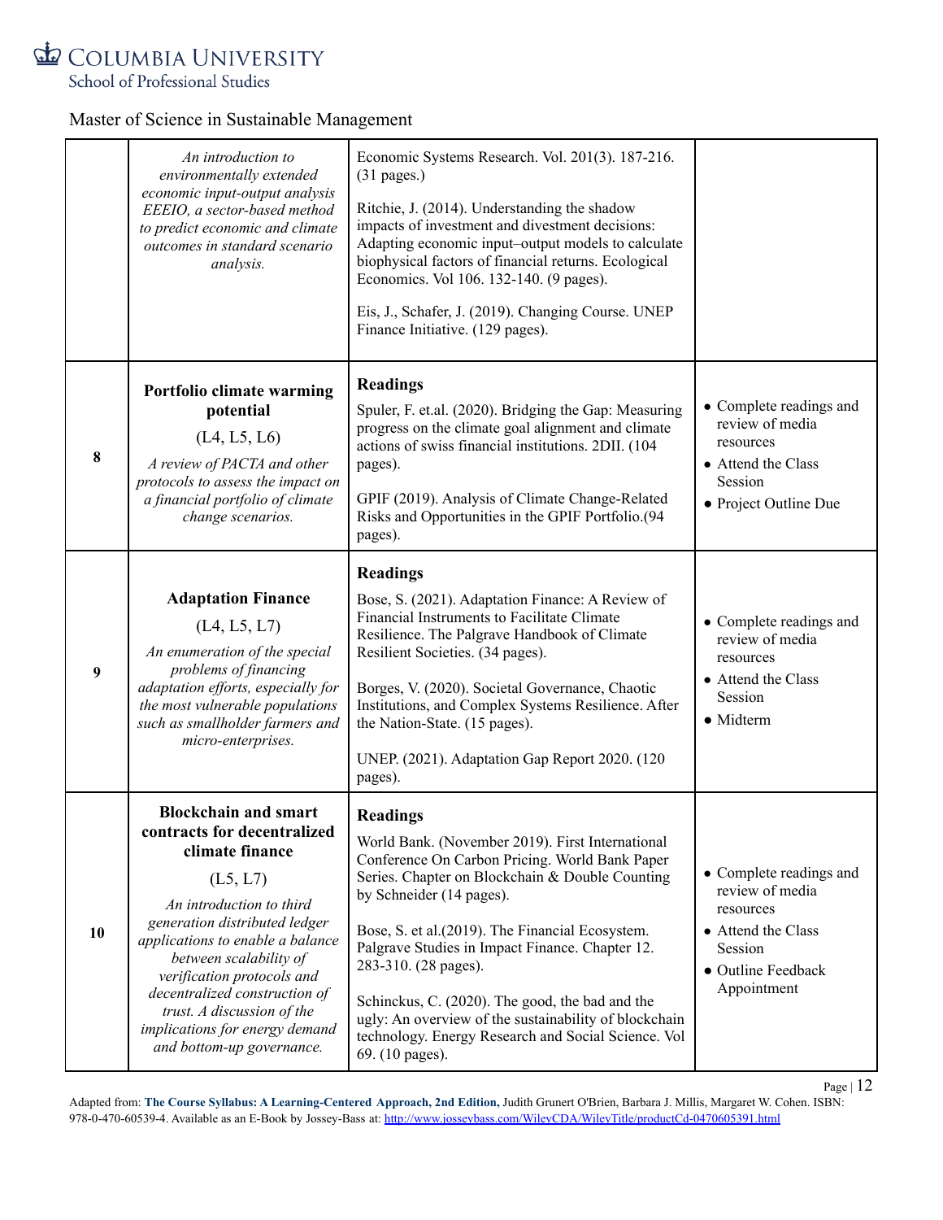| | | | |
|---|---|---|---|
| | *An introduction to environmentally extended economic input-output analysis EEEIO, a sector-based method to predict economic and climate outcomes in standard scenario analysis.* | Economic Systems Research. Vol. 201(3). 187-216. (31 pages.)<br><br>Ritchie, J. (2014). Understanding the shadow impacts of investment and divestment decisions: Adapting economic input–output models to calculate biophysical factors of financial returns. Ecological Economics. Vol 106. 132-140. (9 pages).<br><br>Eis, J., Schafer, J. (2019). Changing Course. UNEP Finance Initiative. (129 pages). | |
| 8 | **Portfolio climate warming potential**<br><br>(L4, L5, L6)<br><br>*A review of PACTA and other protocols to assess the impact on a financial portfolio of climate change scenarios.* | **Readings**<br><br>Spuler, F. et.al. (2020). Bridging the Gap: Measuring progress on the climate goal alignment and climate actions of swiss financial institutions. 2DII. (104 pages).<br><br>GPIF (2019). Analysis of Climate Change-Related Risks and Opportunities in the GPIF Portfolio.(94 pages). | • Complete readings and review of media resources<br>• Attend the Class Session<br>• Project Outline Due |
| 9 | **Adaptation Finance**<br><br>(L4, L5, L7)<br><br>*An enumeration of the special problems of financing adaptation efforts, especially for the most vulnerable populations such as smallholder farmers and micro-enterprises.* | **Readings**<br><br>Bose, S. (2021). Adaptation Finance: A Review of Financial Instruments to Facilitate Climate Resilience. The Palgrave Handbook of Climate Resilient Societies. (34 pages).<br><br>Borges, V. (2020). Societal Governance, Chaotic Institutions, and Complex Systems Resilience. After the Nation-State. (15 pages).<br><br>UNEP. (2021). Adaptation Gap Report 2020. (120 pages). | • Complete readings and review of media resources<br>• Attend the Class Session<br>• Midterm |
| 10 | **Blockchain and smart contracts for decentralized climate finance**<br><br>(L5, L7)<br><br>*An introduction to third generation distributed ledger applications to enable a balance between scalability of verification protocols and decentralized construction of trust. A discussion of the implications for energy demand and bottom-up governance.* | **Readings**<br><br>World Bank. (November 2019). First International Conference On Carbon Pricing. World Bank Paper Series. Chapter on Blockchain & Double Counting by Schneider (14 pages).<br><br>Bose, S. et al.(2019). The Financial Ecosystem. Palgrave Studies in Impact Finance. Chapter 12. 283-310. (28 pages).<br><br>Schinckus, C. (2020). The good, the bad and the ugly: An overview of the sustainability of blockchain technology. Energy Research and Social Science. Vol 69. (10 pages). | • Complete readings and review of media resources<br>• Attend the Class Session<br>• Outline Feedback Appointment |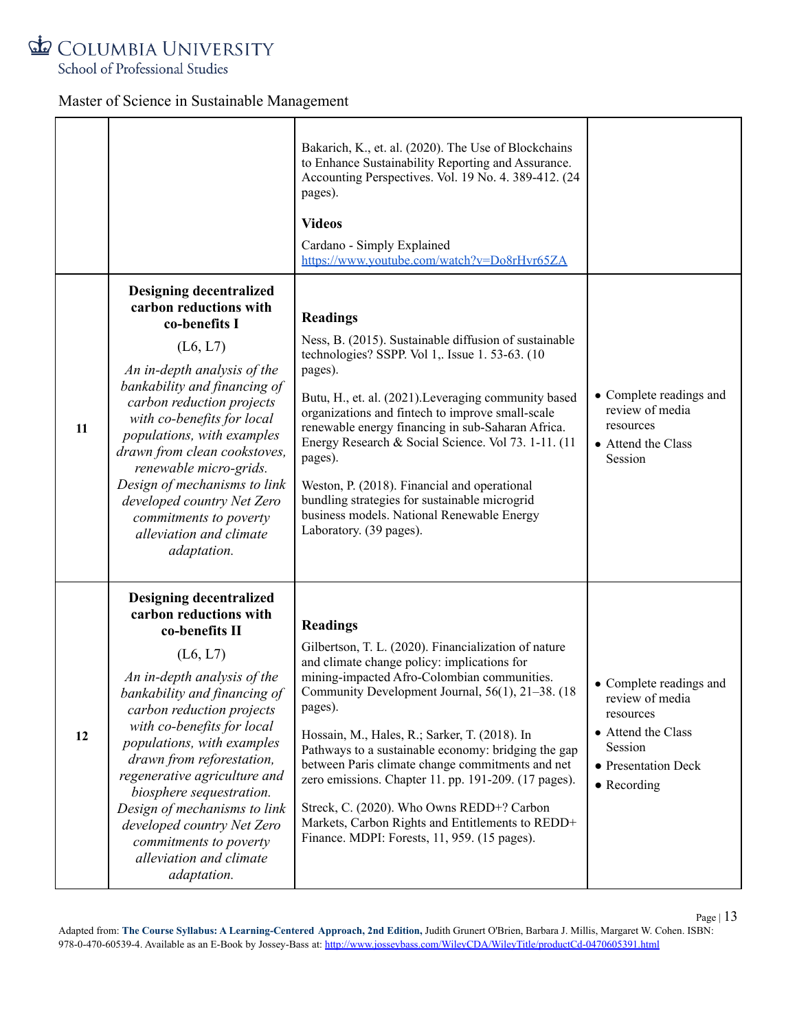Master of Science in Sustainable Management

| | | | |
|---|---|---|---|
| | | Bakarich, K., et. al. (2020). The Use of Blockchains to Enhance Sustainability Reporting and Assurance. Accounting Perspectives. Vol. 19 No. 4. 389-412. (24 pages).<br><br>**Videos**<br><br>Cardano - Simply Explained https://www.youtube.com/watch?v=Do8rHvr65ZA | |
| 11 | **Designing decentralized carbon reductions with co-benefits I**<br><br>(L6, L7)<br><br>*An in-depth analysis of the bankability and financing of carbon reduction projects with co-benefits for local populations, with examples drawn from clean cookstoves, renewable micro-grids. Design of mechanisms to link developed country Net Zero commitments to poverty alleviation and climate adaptation.* | **Readings**<br><br>Ness, B. (2015). Sustainable diffusion of sustainable technologies? SSPP. Vol 1,. Issue 1. 53-63. (10 pages).<br><br>Butu, H., et. al. (2021).Leveraging community based organizations and fintech to improve small-scale renewable energy financing in sub-Saharan Africa. Energy Research & Social Science. Vol 73. 1-11. (11 pages).<br><br>Weston, P. (2018). Financial and operational bundling strategies for sustainable microgrid business models. National Renewable Energy Laboratory. (39 pages). | • Complete readings and review of media resources<br>• Attend the Class Session |
| 12 | **Designing decentralized carbon reductions with co-benefits II**<br><br>(L6, L7)<br><br>*An in-depth analysis of the bankability and financing of carbon reduction projects with co-benefits for local populations, with examples drawn from reforestation, regenerative agriculture and biosphere sequestration. Design of mechanisms to link developed country Net Zero commitments to poverty alleviation and climate adaptation.* | **Readings**<br><br>Gilbertson, T. L. (2020). Financialization of nature and climate change policy: implications for mining-impacted Afro-Colombian communities. Community Development Journal, 56(1), 21–38. (18 pages).<br><br>Hossain, M., Hales, R.; Sarker, T. (2018). In Pathways to a sustainable economy: bridging the gap between Paris climate change commitments and net zero emissions. Chapter 11. pp. 191-209. (17 pages).<br><br>Streck, C. (2020). Who Owns REDD+? Carbon Markets, Carbon Rights and Entitlements to REDD+ Finance. MDPI: Forests, 11, 959. (15 pages). | • Complete readings and review of media resources<br>• Attend the Class Session<br>• Presentation Deck<br>• Recording |

Adapted from: **The Course Syllabus: A Learning-Centered Approach, 2nd Edition,** Judith Grunert O'Brien, Barbara J. Millis, Margaret W. Cohen. ISBN: 978-0-470-60539-4. Available as an E-Book by Jossey-Bass at: http://www.josseybass.com/WileyCDA/WileyTitle/productCd-0470605391.html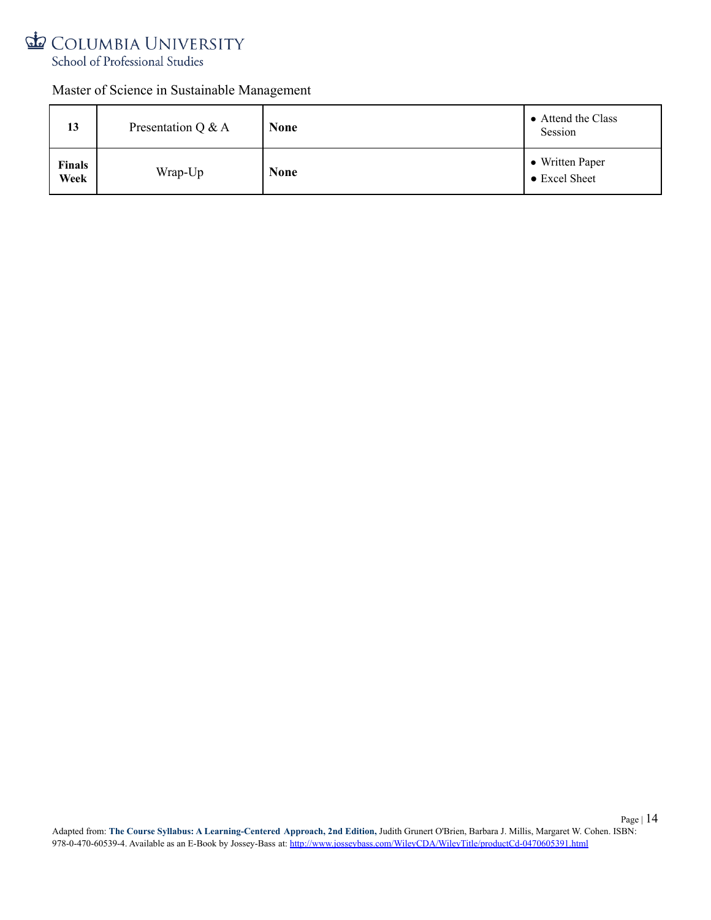| | | | |
|---|---|---|---|
| **13** | Presentation Q & A | **None** | • Attend the Class Session |
| **Finals Week** | Wrap-Up | **None** | • Written Paper<br>• Excel Sheet |